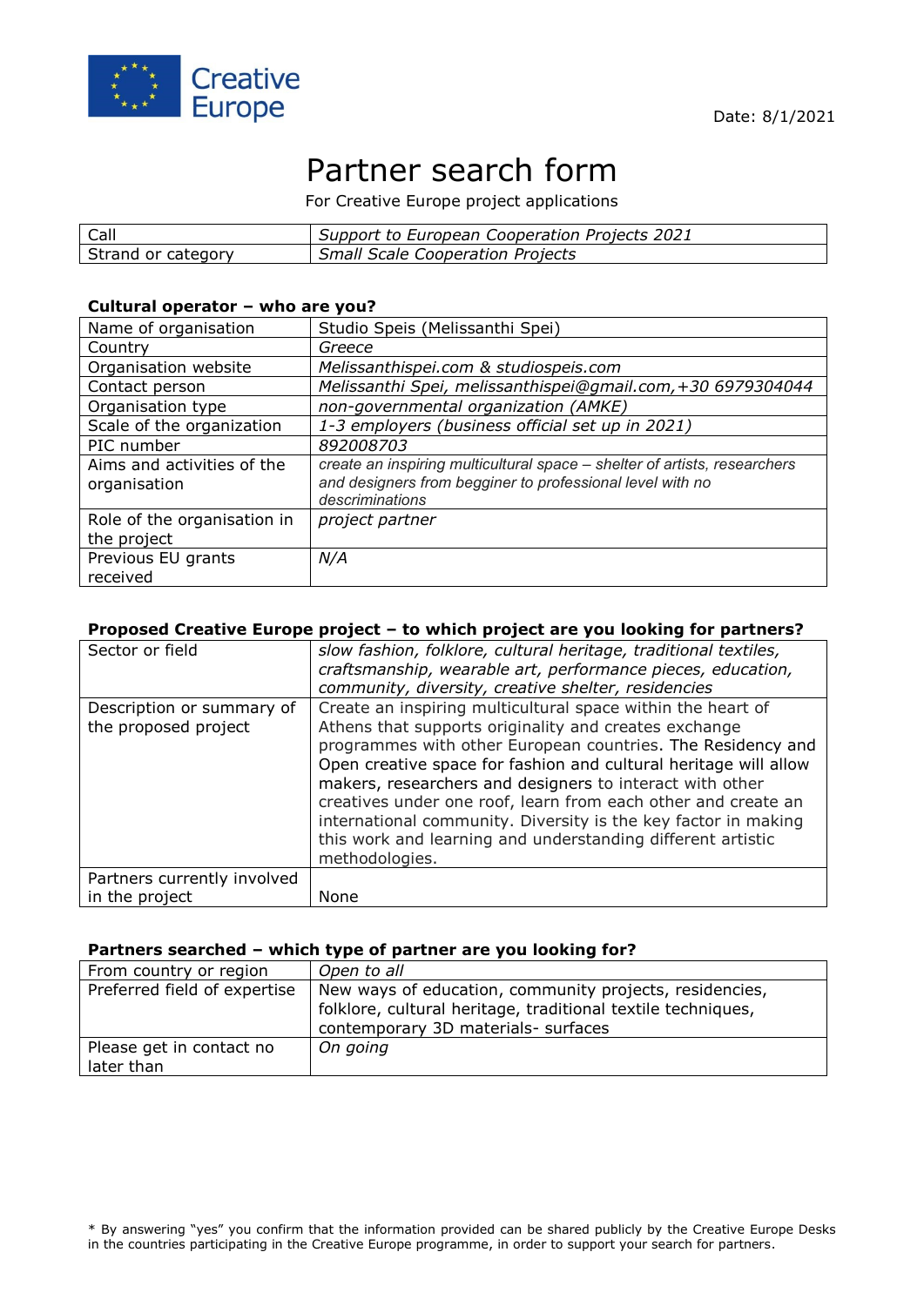Creative Europe

Date: 8/1/2021

# Partner search form

For Creative Europe project applications

| Call | *Support to European Cooperation Projects 2021* |
|---|---|
| Strand or category | *Small Scale Cooperation Projects* |

### Cultural operator – who are you?

| Name of organisation | Studio Speis (Melissanthi Spei) |
|---|---|
| Country | *Greece* |
| Organisation website | *Melissanthispei.com & studiospeis.com* |
| Contact person | *Melissanthi Spei, melissanthispei@gmail.com,+30 6979304044* |
| Organisation type | *non-governmental organization (AMKE)* |
| Scale of the organization | *1-3 employers (business official set up in 2021)* |
| PIC number | *892008703* |
| Aims and activities of the organisation | *create an inspiring multicultural space – shelter of artists, researchers and designers from begginer to professional level with no descriminations* |
| Role of the organisation in the project | *project partner* |
| Previous EU grants received | *N/A* |

### Proposed Creative Europe project – to which project are you looking for partners?

| Sector or field | *slow fashion, folklore, cultural heritage, traditional textiles, craftsmanship, wearable art, performance pieces, education, community, diversity, creative shelter, residencies* |
|---|---|
| Description or summary of the proposed project | Create an inspiring multicultural space within the heart of Athens that supports originality and creates exchange programmes with other European countries. The Residency and Open creative space for fashion and cultural heritage will allow makers, researchers and designers to interact with other creatives under one roof, learn from each other and create an international community. Diversity is the key factor in making this work and learning and understanding different artistic methodologies. |
| Partners currently involved in the project | None |

### Partners searched – which type of partner are you looking for?

| From country or region | *Open to all* |
|---|---|
| Preferred field of expertise | New ways of education, community projects, residencies, folklore, cultural heritage, traditional textile techniques, contemporary 3D materials- surfaces |
| Please get in contact no later than | *On going* |

* By answering "yes" you confirm that the information provided can be shared publicly by the Creative Europe Desks in the countries participating in the Creative Europe programme, in order to support your search for partners.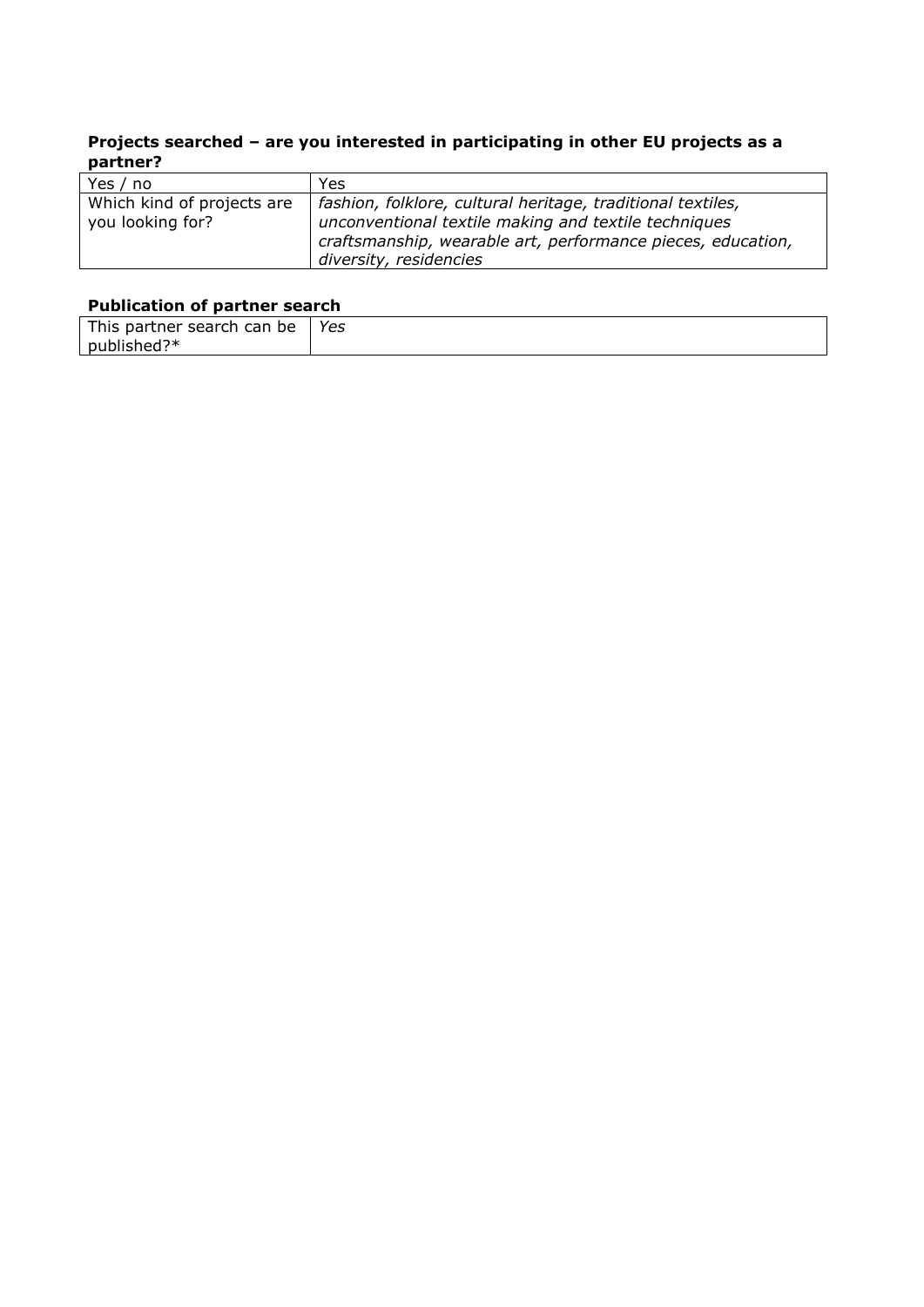**Projects searched – are you interested in participating in other EU projects as a partner?**

| | |
|---|---|
| Yes / no | Yes |
| Which kind of projects are you looking for? | *fashion, folklore, cultural heritage, traditional textiles, unconventional textile making and textile techniques craftsmanship, wearable art, performance pieces, education, diversity, residencies* |

**Publication of partner search**

| | |
|---|---|
| This partner search can be published?* | *Yes* |